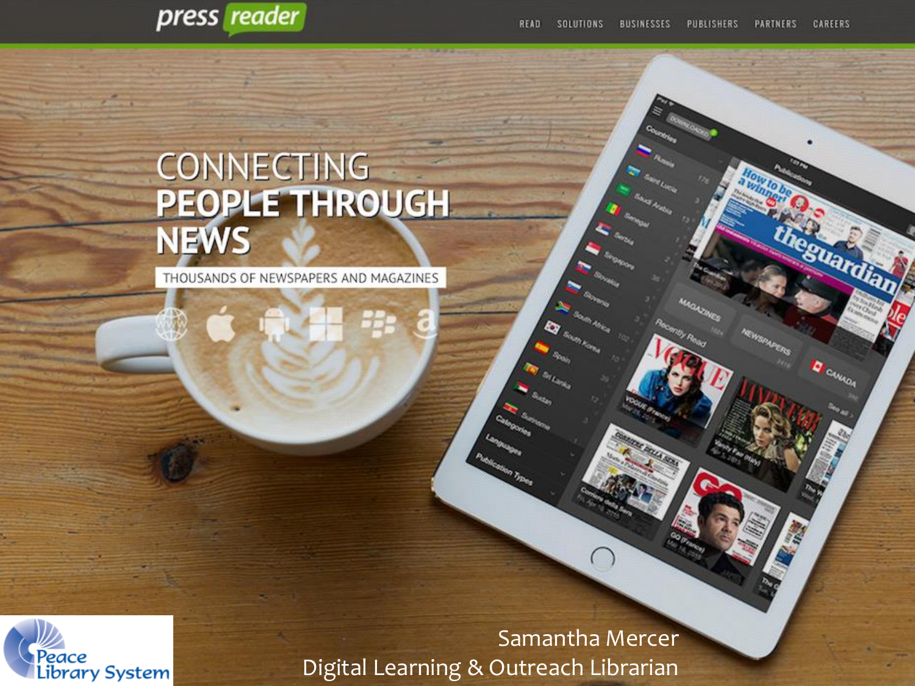press reader

READ SOLUTIONS BUSINESSES PUBLISHERS PARTNERS CAREERS

# CONNECTING PEOPLE THROUGH NEWS

THOUSANDS OF NEWSPAPERS AND MAGAZINES

Peace Library System

Samantha Mercer

Digital Learning & Outreach Librarian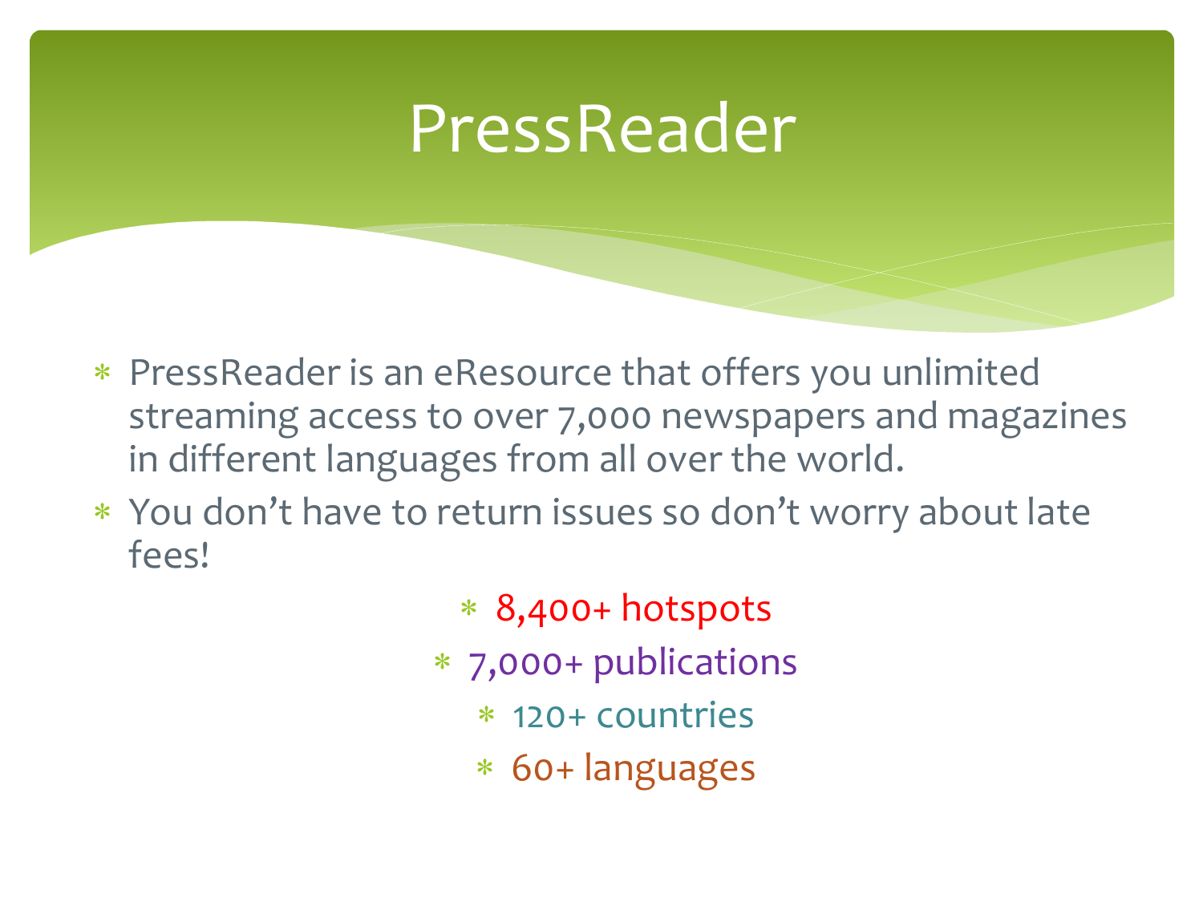# PressReader

- PressReader is an eResource that offers you unlimited streaming access to over 7,000 newspapers and magazines in different languages from all over the world.
- You don’t have to return issues so don’t worry about late fees!
  - 8,400+ hotspots
  - 7,000+ publications
  - 120+ countries
  - 60+ languages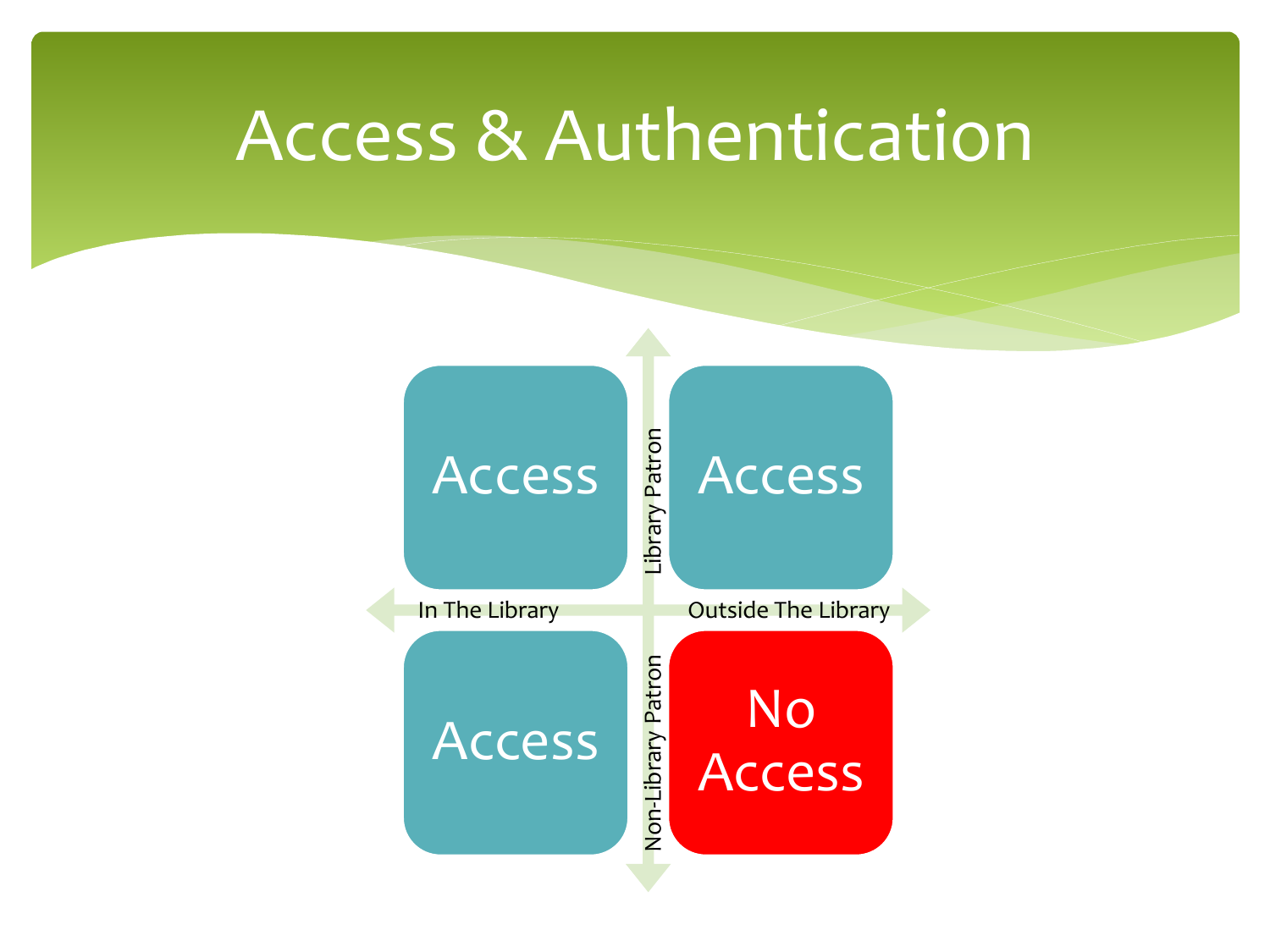# Access & Authentication

|  | In The Library | Outside The Library |
| --- | --- | --- |
| Library Patron | Access | Access |
| Non-Library Patron | Access | No Access |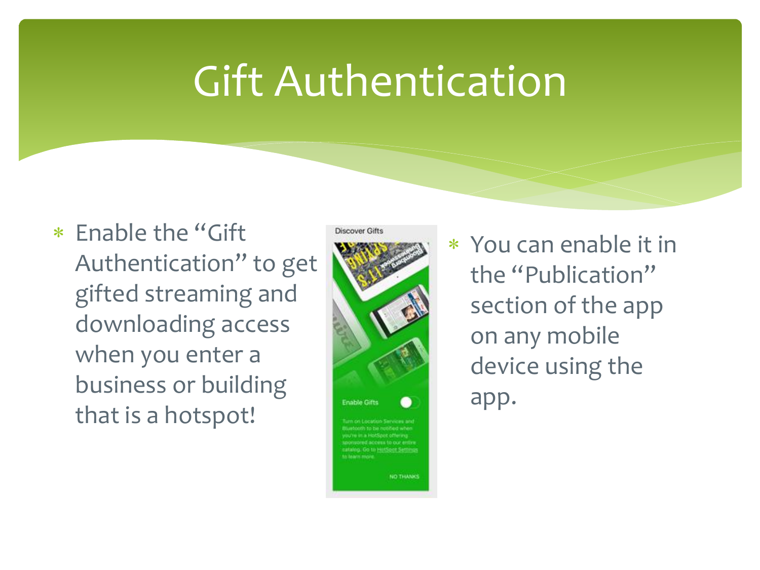# Gift Authentication

- Enable the “Gift Authentication” to get gifted streaming and downloading access when you enter a business or building that is a hotspot!

- You can enable it in the “Publication” section of the app on any mobile device using the app.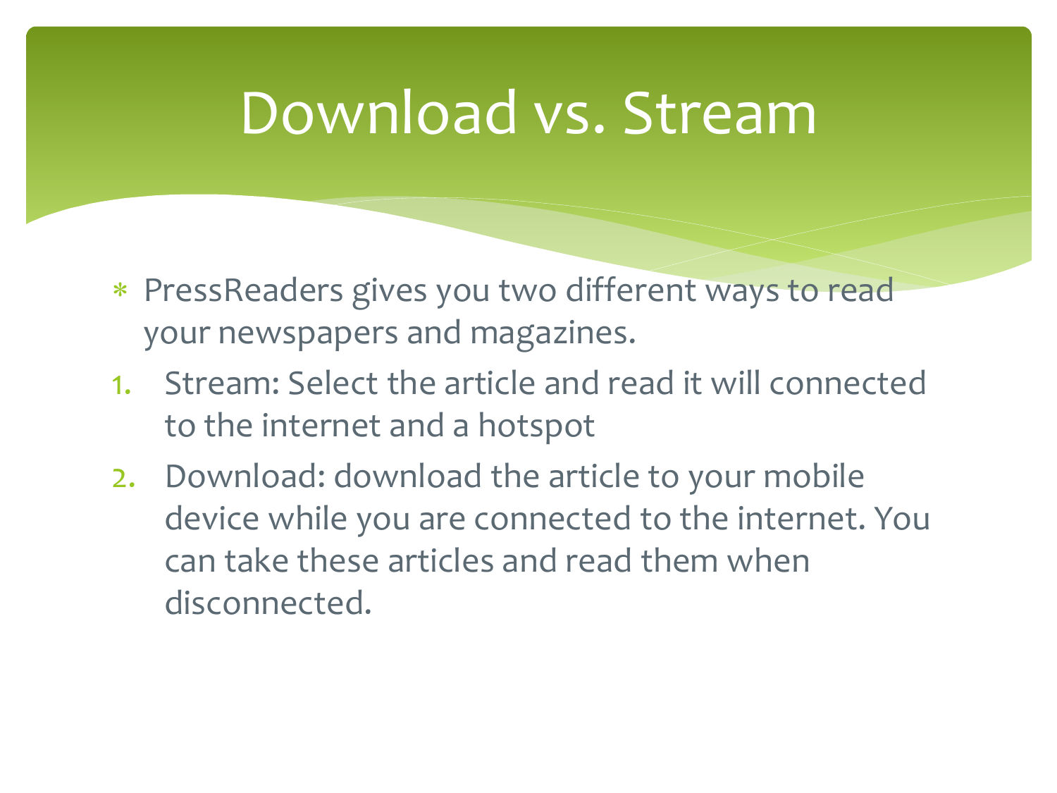# Download vs. Stream

* PressReaders gives you two different ways to read your newspapers and magazines.

1. Stream: Select the article and read it will connected to the internet and a hotspot
2. Download: download the article to your mobile device while you are connected to the internet. You can take these articles and read them when disconnected.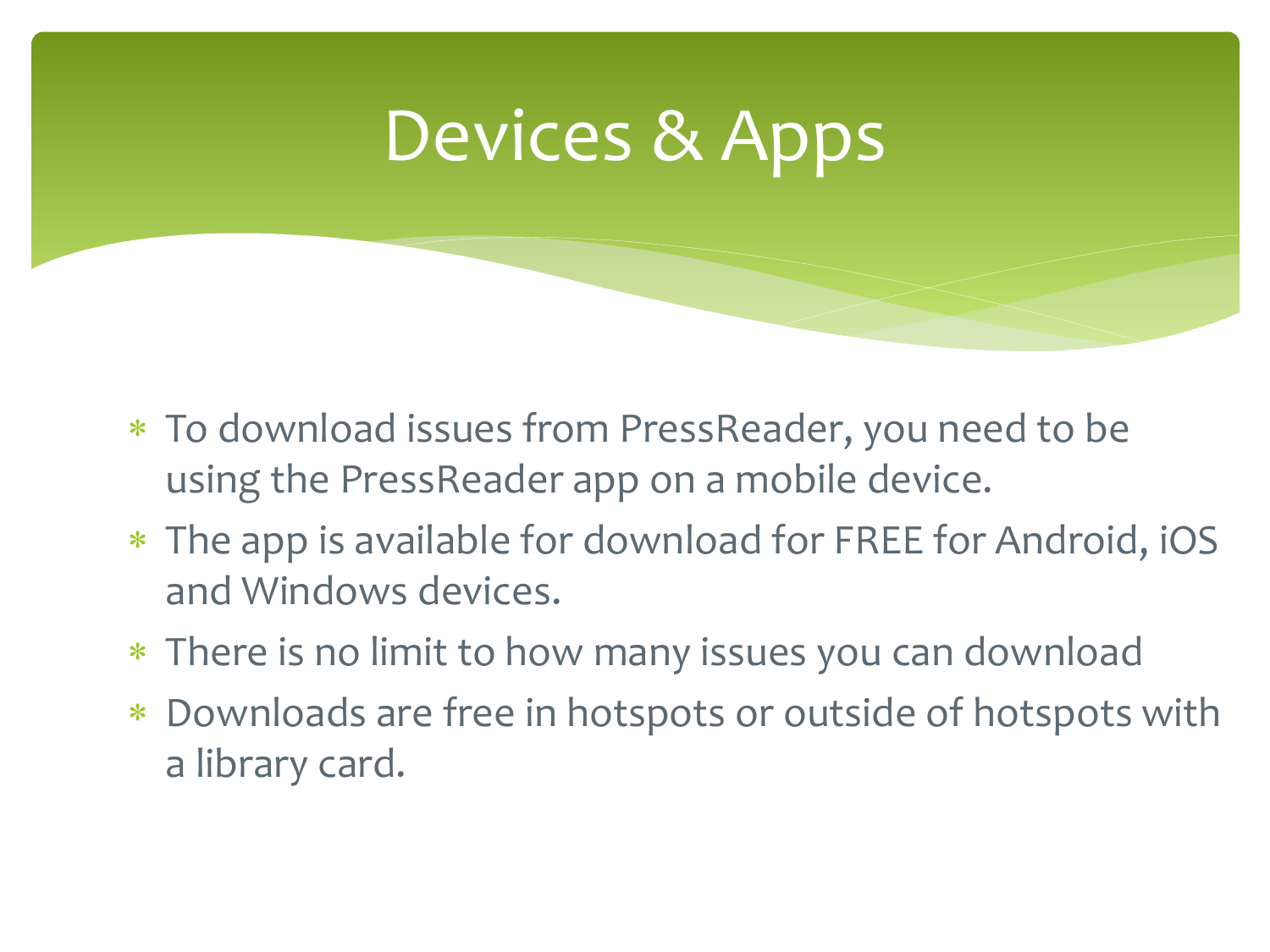# Devices & Apps

- To download issues from PressReader, you need to be using the PressReader app on a mobile device.
- The app is available for download for FREE for Android, iOS and Windows devices.
- There is no limit to how many issues you can download
- Downloads are free in hotspots or outside of hotspots with a library card.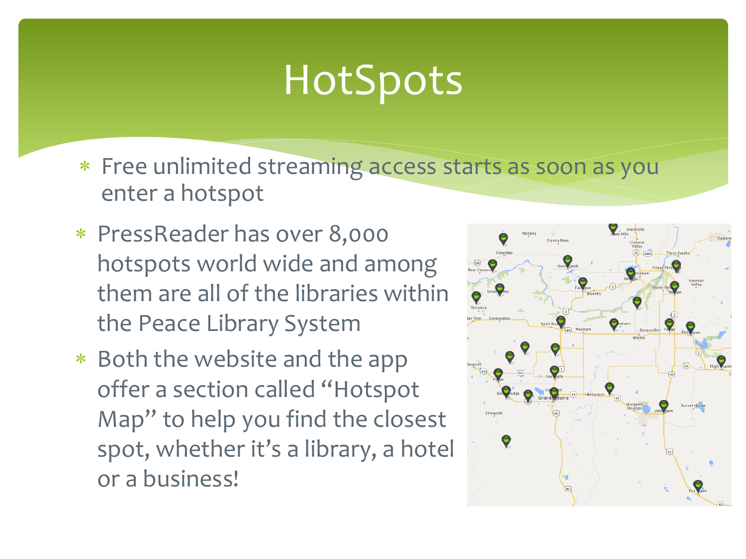# HotSpots

- Free unlimited streaming access starts as soon as you enter a hotspot
- PressReader has over 8,000 hotspots world wide and among them are all of the libraries within the Peace Library System
- Both the website and the app offer a section called "Hotspot Map" to help you find the closest spot, whether it's a library, a hotel or a business!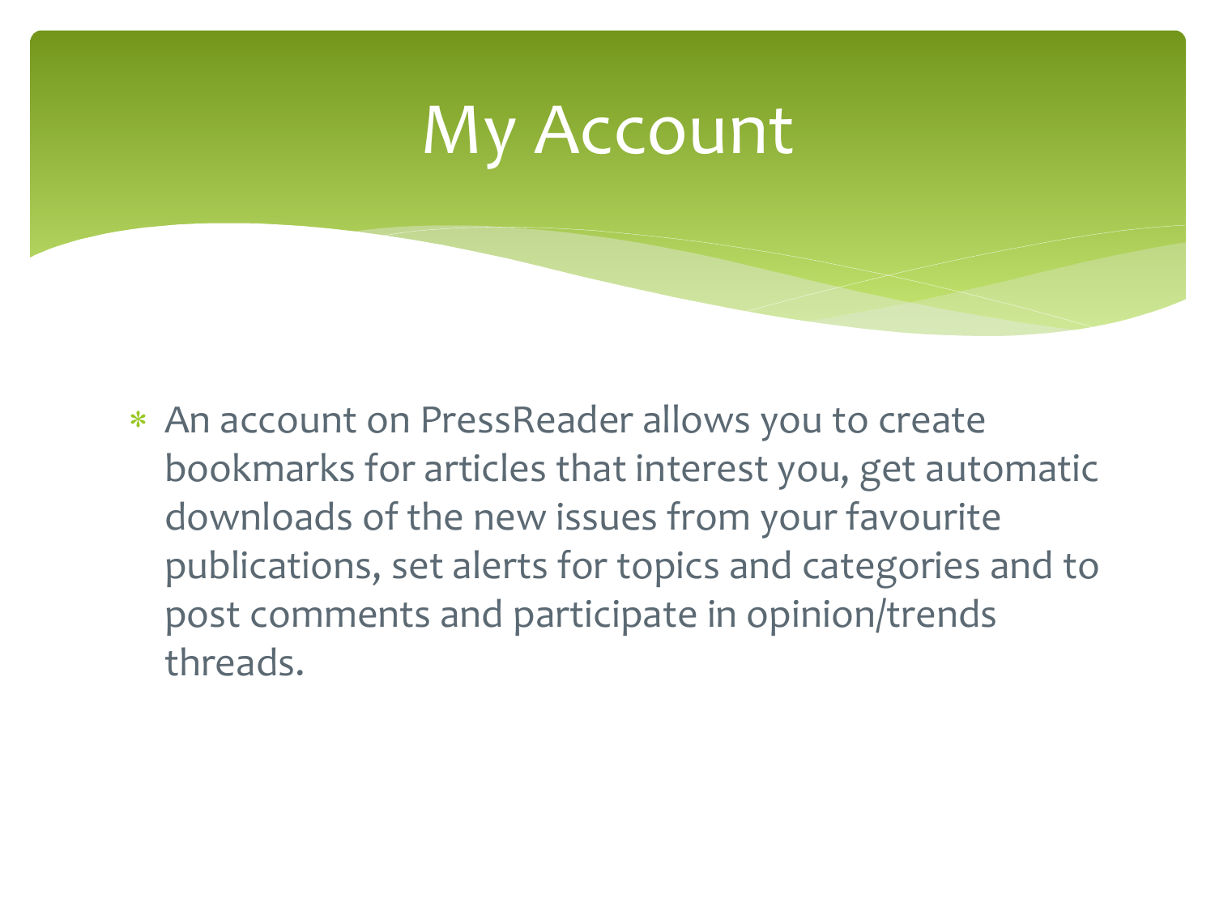# My Account

- An account on PressReader allows you to create bookmarks for articles that interest you, get automatic downloads of the new issues from your favourite publications, set alerts for topics and categories and to post comments and participate in opinion/trends threads.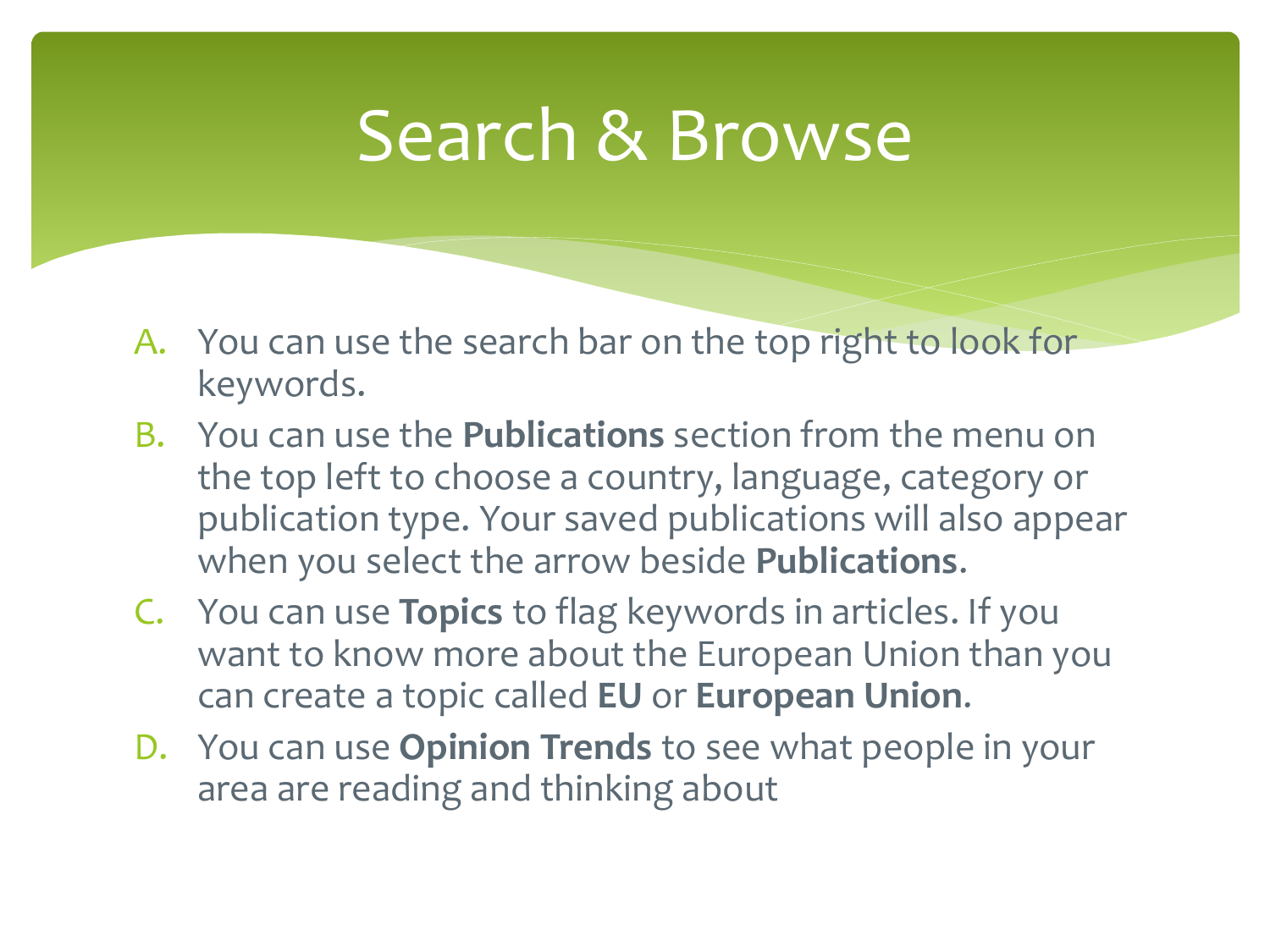# Search & Browse

A. You can use the search bar on the top right to look for keywords.
B. You can use the **Publications** section from the menu on the top left to choose a country, language, category or publication type. Your saved publications will also appear when you select the arrow beside **Publications**.
C. You can use **Topics** to flag keywords in articles. If you want to know more about the European Union than you can create a topic called **EU** or **European Union**.
D. You can use **Opinion Trends** to see what people in your area are reading and thinking about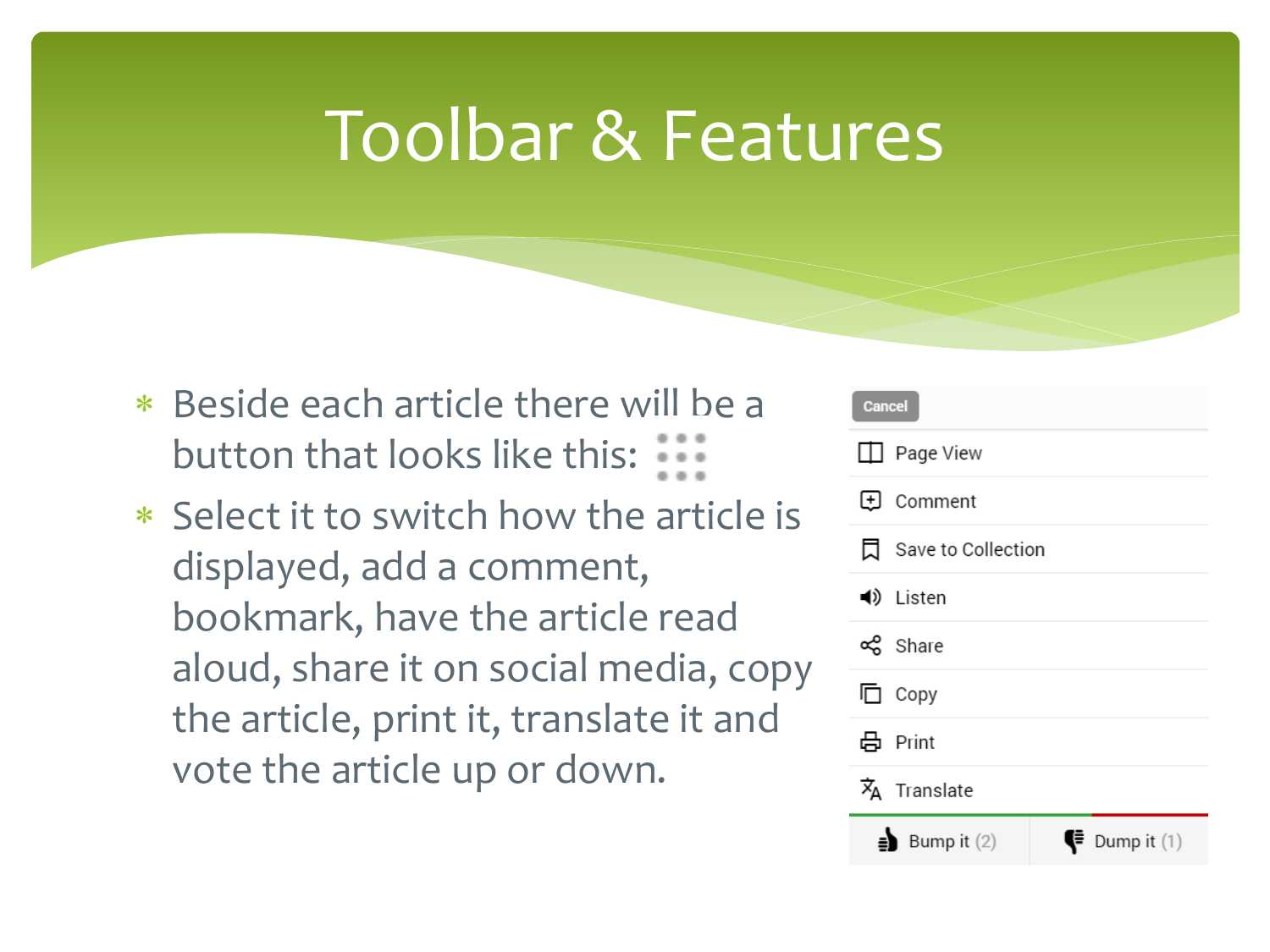# Toolbar & Features

- Beside each article there will be a button that looks like this: ⋮⋮⋮
- Select it to switch how the article is displayed, add a comment, bookmark, have the article read aloud, share it on social media, copy the article, print it, translate it and vote the article up or down.

Cancel

- Page View
- Comment
- Save to Collection
- Listen
- Share
- Copy
- Print
- Translate

Bump it (2) | Dump it (1)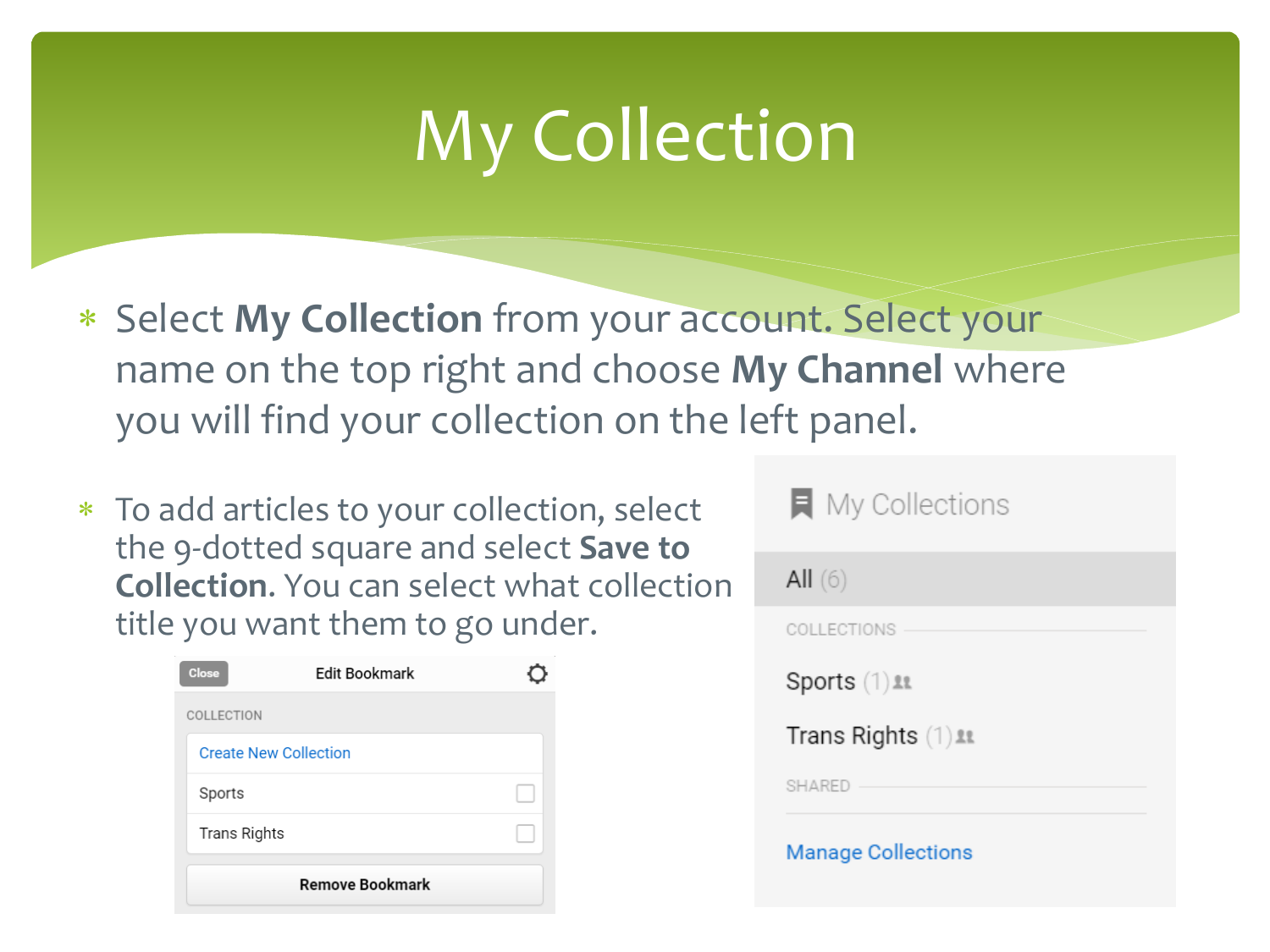# My Collection

- Select **My Collection** from your account. Select your name on the top right and choose **My Channel** where you will find your collection on the left panel.

- To add articles to your collection, select the 9-dotted square and select **Save to Collection**. You can select what collection title you want them to go under.

Close | Edit Bookmark

COLLECTION

Create New Collection

Sports

Trans Rights

Remove Bookmark

My Collections

All (6)

COLLECTIONS

Sports (1)

Trans Rights (1)

SHARED

Manage Collections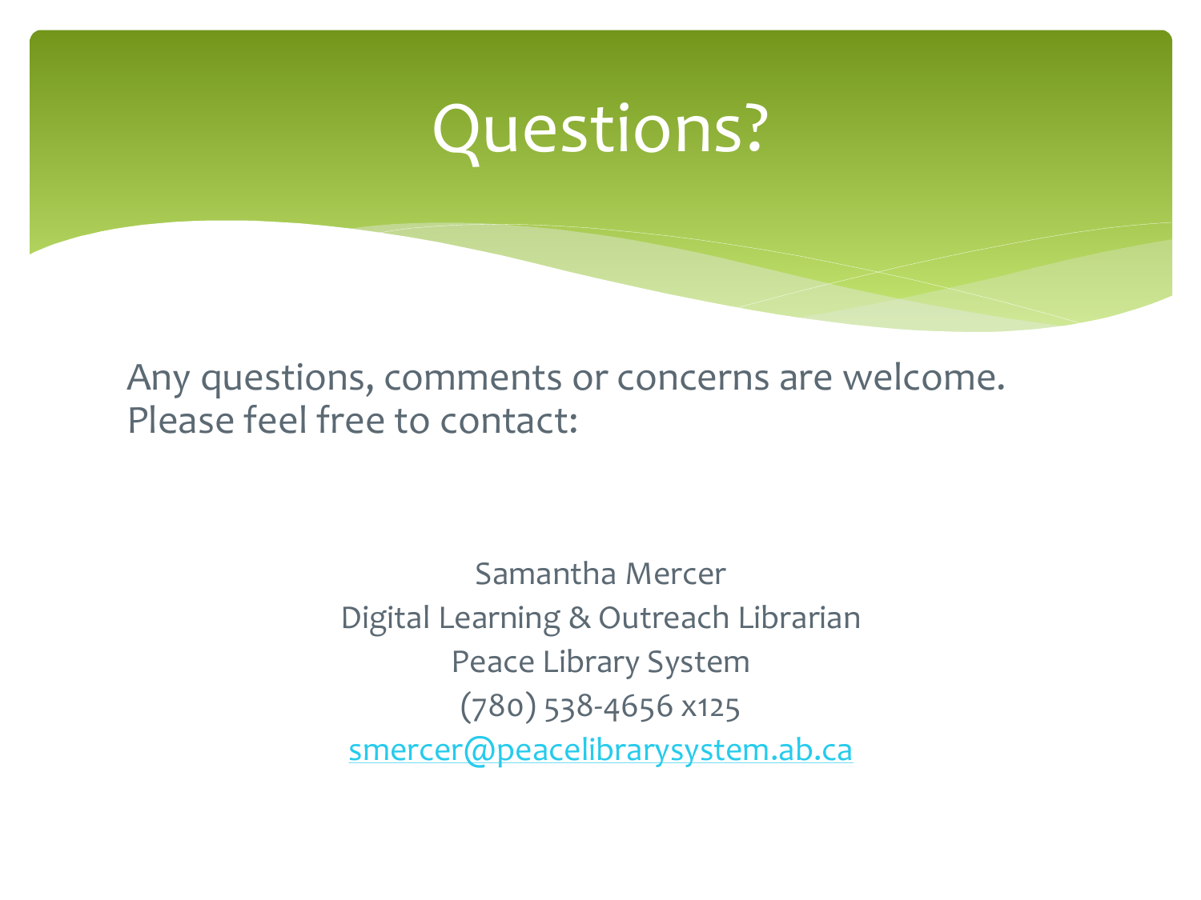# Questions?

Any questions, comments or concerns are welcome. Please feel free to contact:

Samantha Mercer
Digital Learning & Outreach Librarian
Peace Library System
(780) 538-4656 x125
smercer@peacelibrarysystem.ab.ca